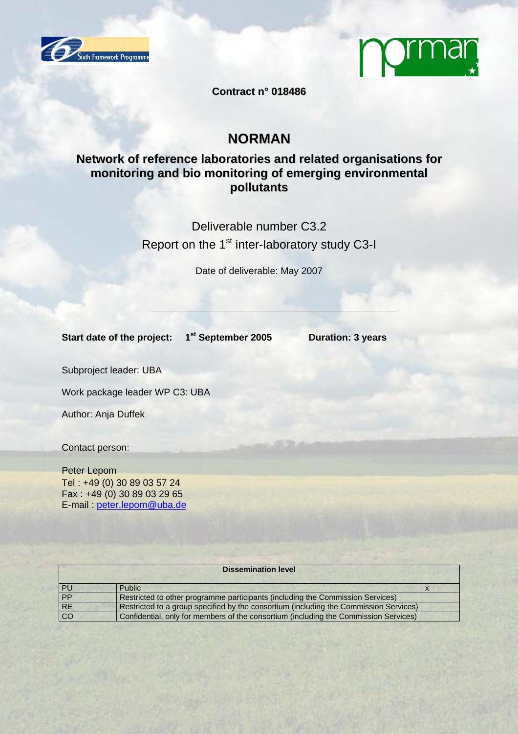Contract n° 018486

# NORMAN

## Network of reference laboratories and related organisations for monitoring and bio monitoring of emerging environmental pollutants

Deliverable number C3.2

Report on the 1st inter-laboratory study C3-I

Date of deliverable: May 2007

---

**Start date of the project:** **1st September 2005** **Duration: 3 years**

Subproject leader: UBA

Work package leader WP C3: UBA

Author: Anja Duffek

Contact person:

Peter Lepom
Tel : +49 (0) 30 89 03 57 24
Fax : +49 (0) 30 89 03 29 65
E-mail : peter.lepom@uba.de

| Dissemination level | | |
|---|---|---|
| PU | Public | x |
| PP | Restricted to other programme participants (including the Commission Services) | |
| RE | Restricted to a group specified by the consortium (including the Commission Services) | |
| CO | Confidential, only for members of the consortium (including the Commission Services) | |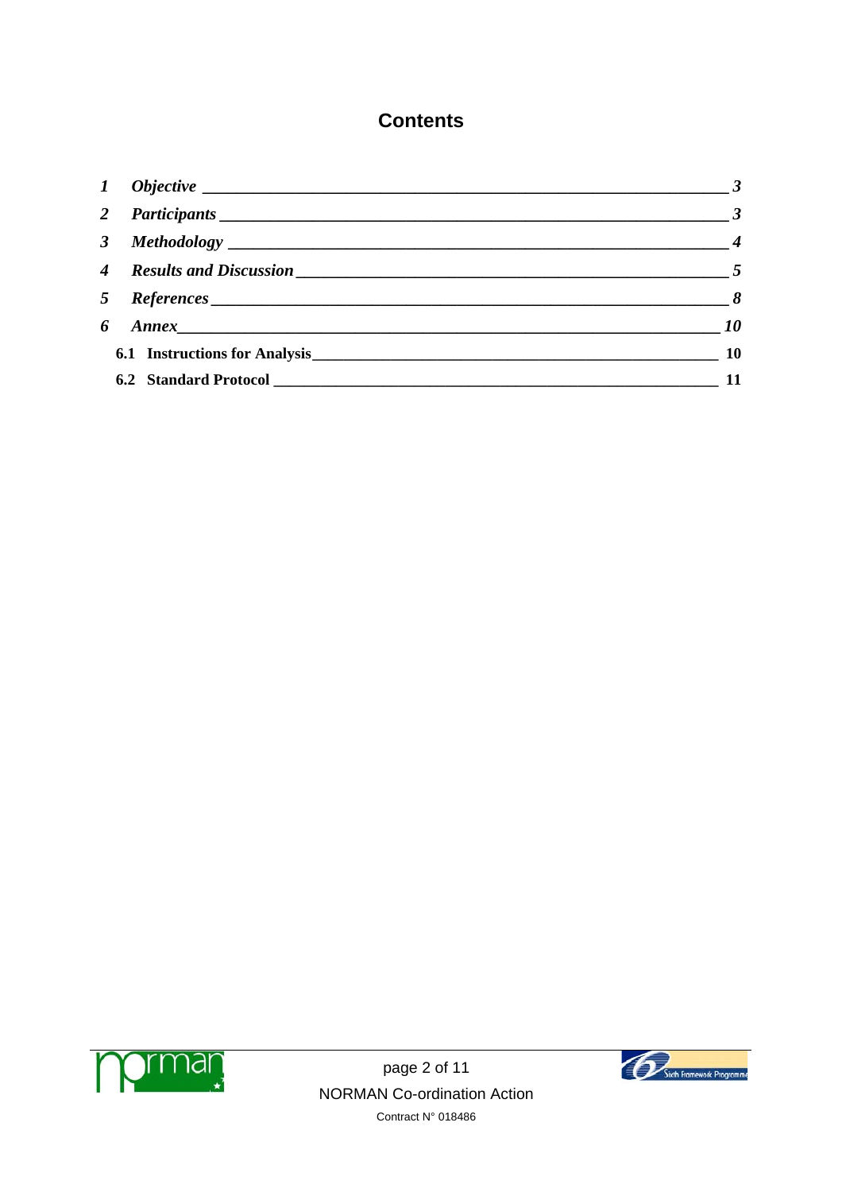# Contents

1 *Objective* — 3

2 *Participants* — 3

3 *Methodology* — 4

4 *Results and Discussion* — 5

5 *References* — 8

6 *Annex* — 10

  6.1 **Instructions for Analysis** — 10

  6.2 **Standard Protocol** — 11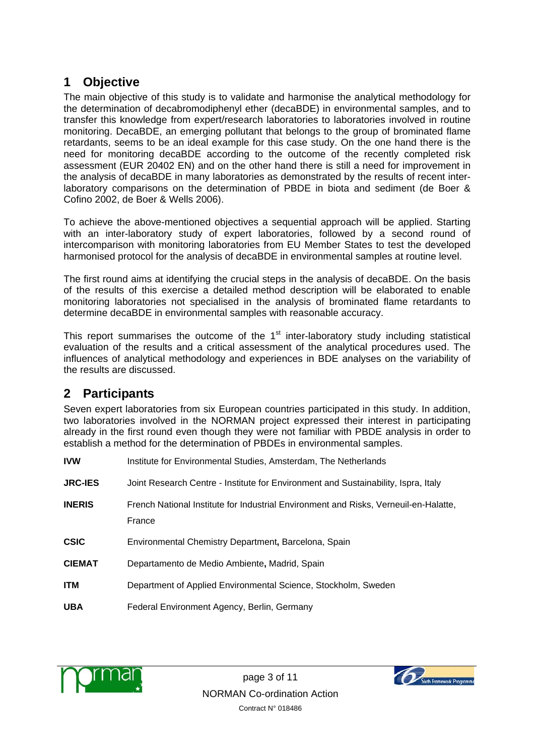## 1 Objective

The main objective of this study is to validate and harmonise the analytical methodology for the determination of decabromodiphenyl ether (decaBDE) in environmental samples, and to transfer this knowledge from expert/research laboratories to laboratories involved in routine monitoring. DecaBDE, an emerging pollutant that belongs to the group of brominated flame retardants, seems to be an ideal example for this case study. On the one hand there is the need for monitoring decaBDE according to the outcome of the recently completed risk assessment (EUR 20402 EN) and on the other hand there is still a need for improvement in the analysis of decaBDE in many laboratories as demonstrated by the results of recent inter-laboratory comparisons on the determination of PBDE in biota and sediment (de Boer & Cofino 2002, de Boer & Wells 2006).

To achieve the above-mentioned objectives a sequential approach will be applied. Starting with an inter-laboratory study of expert laboratories, followed by a second round of intercomparison with monitoring laboratories from EU Member States to test the developed harmonised protocol for the analysis of decaBDE in environmental samples at routine level.

The first round aims at identifying the crucial steps in the analysis of decaBDE. On the basis of the results of this exercise a detailed method description will be elaborated to enable monitoring laboratories not specialised in the analysis of brominated flame retardants to determine decaBDE in environmental samples with reasonable accuracy.

This report summarises the outcome of the 1st inter-laboratory study including statistical evaluation of the results and a critical assessment of the analytical procedures used. The influences of analytical methodology and experiences in BDE analyses on the variability of the results are discussed.

## 2 Participants

Seven expert laboratories from six European countries participated in this study. In addition, two laboratories involved in the NORMAN project expressed their interest in participating already in the first round even though they were not familiar with PBDE analysis in order to establish a method for the determination of PBDEs in environmental samples.

| | |
|---|---|
| **IVW** | Institute for Environmental Studies, Amsterdam, The Netherlands |
| **JRC-IES** | Joint Research Centre - Institute for Environment and Sustainability, Ispra, Italy |
| **INERIS** | French National Institute for Industrial Environment and Risks, Verneuil-en-Halatte, France |
| **CSIC** | Environmental Chemistry Department, Barcelona, Spain |
| **CIEMAT** | Departamento de Medio Ambiente, Madrid, Spain |
| **ITM** | Department of Applied Environmental Science, Stockholm, Sweden |
| **UBA** | Federal Environment Agency, Berlin, Germany |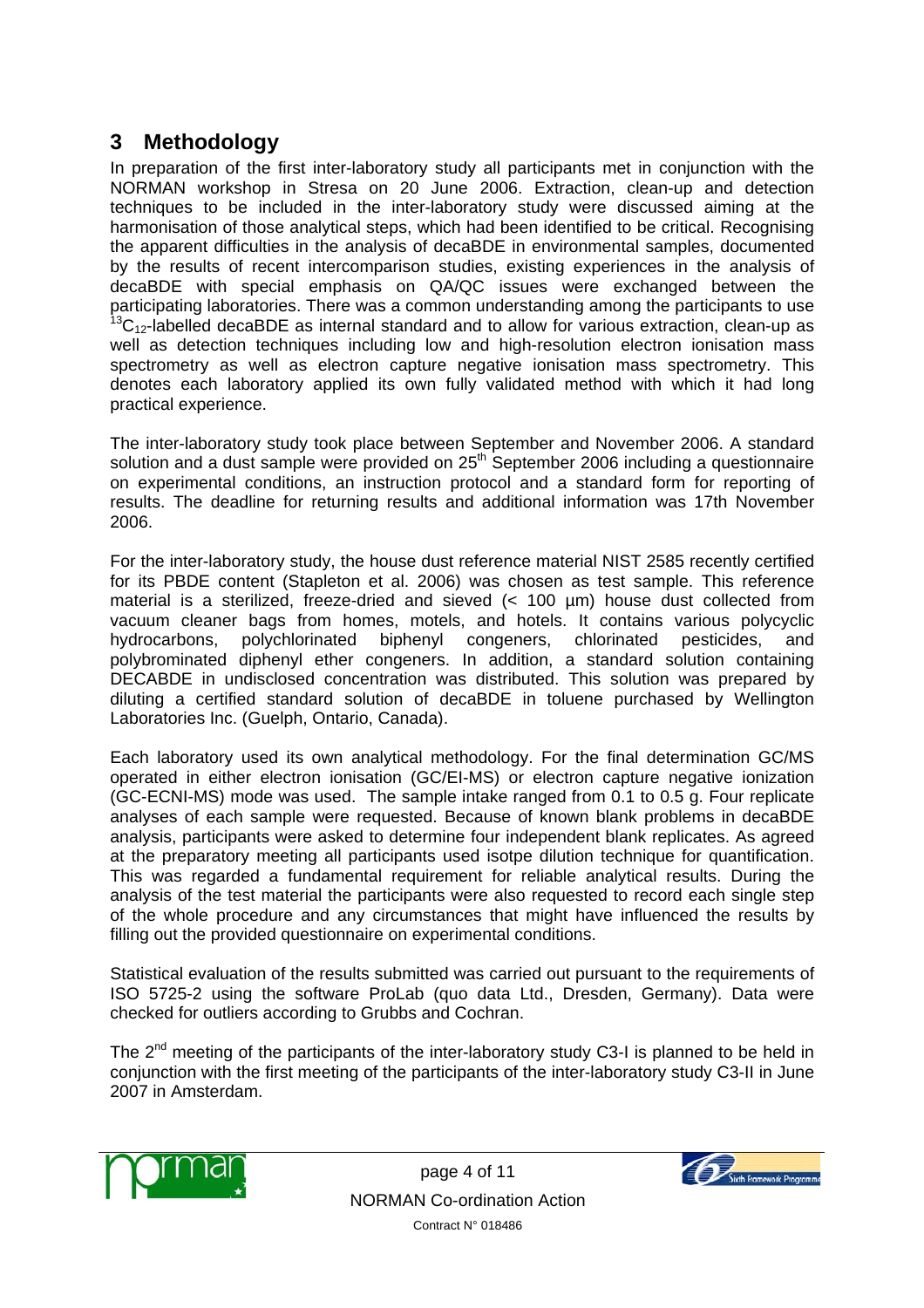## 3 Methodology

In preparation of the first inter-laboratory study all participants met in conjunction with the NORMAN workshop in Stresa on 20 June 2006. Extraction, clean-up and detection techniques to be included in the inter-laboratory study were discussed aiming at the harmonisation of those analytical steps, which had been identified to be critical. Recognising the apparent difficulties in the analysis of decaBDE in environmental samples, documented by the results of recent intercomparison studies, existing experiences in the analysis of decaBDE with special emphasis on QA/QC issues were exchanged between the participating laboratories. There was a common understanding among the participants to use $^{13}C_{12}$-labelled decaBDE as internal standard and to allow for various extraction, clean-up as well as detection techniques including low and high-resolution electron ionisation mass spectrometry as well as electron capture negative ionisation mass spectrometry. This denotes each laboratory applied its own fully validated method with which it had long practical experience.

The inter-laboratory study took place between September and November 2006. A standard solution and a dust sample were provided on 25$^{th}$ September 2006 including a questionnaire on experimental conditions, an instruction protocol and a standard form for reporting of results. The deadline for returning results and additional information was 17th November 2006.

For the inter-laboratory study, the house dust reference material NIST 2585 recently certified for its PBDE content (Stapleton et al. 2006) was chosen as test sample. This reference material is a sterilized, freeze-dried and sieved (< 100 µm) house dust collected from vacuum cleaner bags from homes, motels, and hotels. It contains various polycyclic hydrocarbons, polychlorinated biphenyl congeners, chlorinated pesticides, and polybrominated diphenyl ether congeners. In addition, a standard solution containing DECABDE in undisclosed concentration was distributed. This solution was prepared by diluting a certified standard solution of decaBDE in toluene purchased by Wellington Laboratories Inc. (Guelph, Ontario, Canada).

Each laboratory used its own analytical methodology. For the final determination GC/MS operated in either electron ionisation (GC/EI-MS) or electron capture negative ionization (GC-ECNI-MS) mode was used. The sample intake ranged from 0.1 to 0.5 g. Four replicate analyses of each sample were requested. Because of known blank problems in decaBDE analysis, participants were asked to determine four independent blank replicates. As agreed at the preparatory meeting all participants used isotpe dilution technique for quantification. This was regarded a fundamental requirement for reliable analytical results. During the analysis of the test material the participants were also requested to record each single step of the whole procedure and any circumstances that might have influenced the results by filling out the provided questionnaire on experimental conditions.

Statistical evaluation of the results submitted was carried out pursuant to the requirements of ISO 5725-2 using the software ProLab (quo data Ltd., Dresden, Germany). Data were checked for outliers according to Grubbs and Cochran.

The 2$^{nd}$ meeting of the participants of the inter-laboratory study C3-I is planned to be held in conjunction with the first meeting of the participants of the inter-laboratory study C3-II in June 2007 in Amsterdam.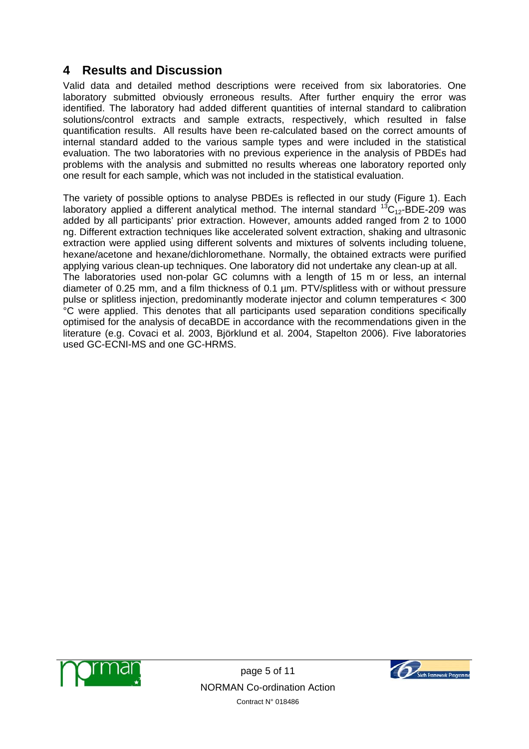# 4 Results and Discussion

Valid data and detailed method descriptions were received from six laboratories. One laboratory submitted obviously erroneous results. After further enquiry the error was identified. The laboratory had added different quantities of internal standard to calibration solutions/control extracts and sample extracts, respectively, which resulted in false quantification results. All results have been re-calculated based on the correct amounts of internal standard added to the various sample types and were included in the statistical evaluation. The two laboratories with no previous experience in the analysis of PBDEs had problems with the analysis and submitted no results whereas one laboratory reported only one result for each sample, which was not included in the statistical evaluation.

The variety of possible options to analyse PBDEs is reflected in our study (Figure 1). Each laboratory applied a different analytical method. The internal standard $^{13}C_{12}$-BDE-209 was added by all participants' prior extraction. However, amounts added ranged from 2 to 1000 ng. Different extraction techniques like accelerated solvent extraction, shaking and ultrasonic extraction were applied using different solvents and mixtures of solvents including toluene, hexane/acetone and hexane/dichloromethane. Normally, the obtained extracts were purified applying various clean-up techniques. One laboratory did not undertake any clean-up at all.
The laboratories used non-polar GC columns with a length of 15 m or less, an internal diameter of 0.25 mm, and a film thickness of 0.1 µm. PTV/splitless with or without pressure pulse or splitless injection, predominantly moderate injector and column temperatures < 300 °C were applied. This denotes that all participants used separation conditions specifically optimised for the analysis of decaBDE in accordance with the recommendations given in the literature (e.g. Covaci et al. 2003, Björklund et al. 2004, Stapelton 2006). Five laboratories used GC-ECNI-MS and one GC-HRMS.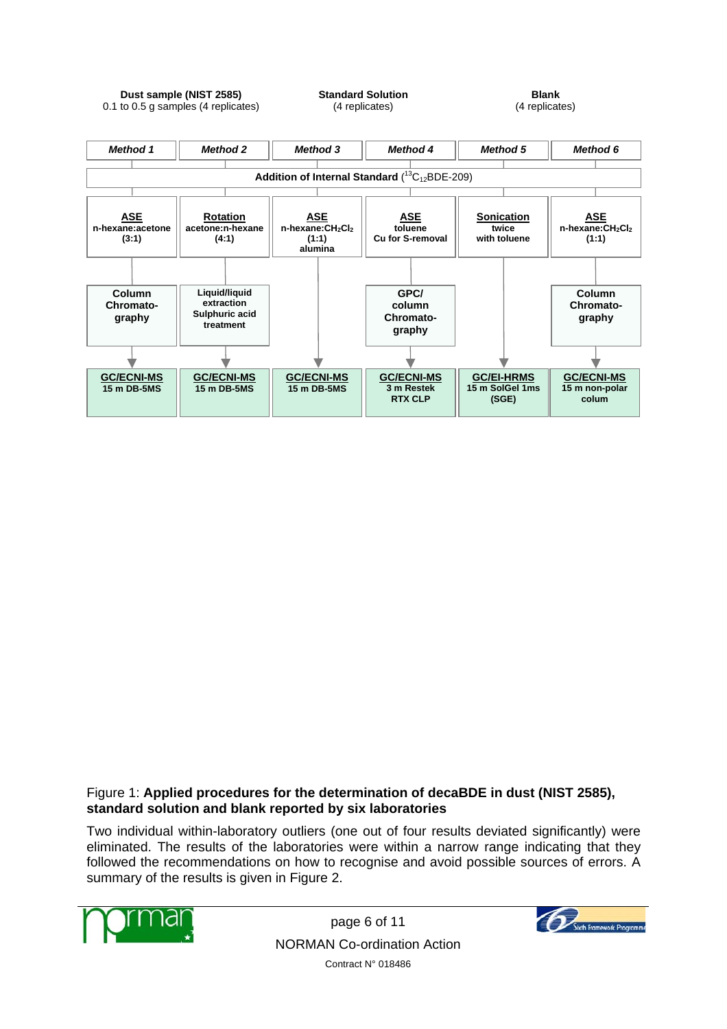**Dust sample (NIST 2585)**
0.1 to 0.5 g samples (4 replicates)

**Standard Solution**
(4 replicates)

**Blank**
(4 replicates)

| *Method 1* | *Method 2* | *Method 3* | *Method 4* | *Method 5* | *Method 6* |
|---|---|---|---|---|---|
| **Addition of Internal Standard** ($^{13}C_{12}$BDE-209) | | | | | |
| **ASE** n-hexane:acetone (3:1) | **Rotation** acetone:n-hexane (4:1) | **ASE** n-hexane:$CH_2Cl_2$ (1:1) alumina | **ASE** toluene Cu for S-removal | **Sonication** twice with toluene | **ASE** n-hexane:$CH_2Cl_2$ (1:1) |
| Column Chromatography | Liquid/liquid extraction Sulphuric acid treatment | | GPC/ column Chromatography | | Column Chromatography |
| **GC/ECNI-MS** 15 m DB-5MS | **GC/ECNI-MS** 15 m DB-5MS | **GC/ECNI-MS** 15 m DB-5MS | **GC/ECNI-MS** 3 m Restek RTX CLP | **GC/EI-HRMS** 15 m SolGel 1ms (SGE) | **GC/ECNI-MS** 15 m non-polar colum |

Figure 1: **Applied procedures for the determination of decaBDE in dust (NIST 2585), standard solution and blank reported by six laboratories**

Two individual within-laboratory outliers (one out of four results deviated significantly) were eliminated. The results of the laboratories were within a narrow range indicating that they followed the recommendations on how to recognise and avoid possible sources of errors. A summary of the results is given in Figure 2.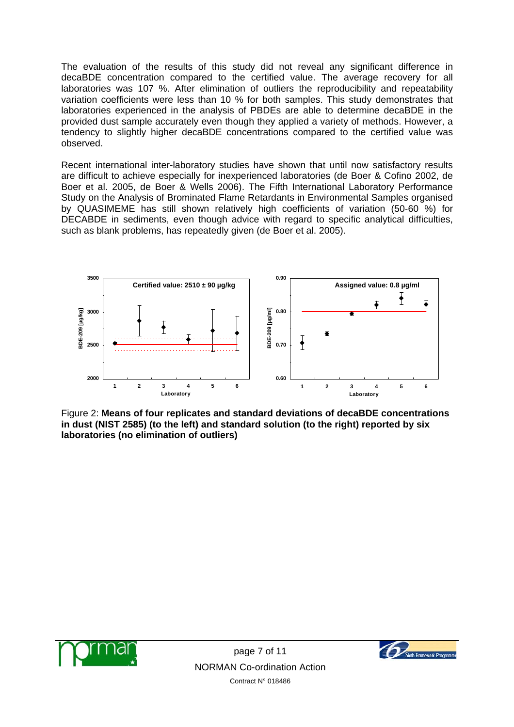The evaluation of the results of this study did not reveal any significant difference in decaBDE concentration compared to the certified value. The average recovery for all laboratories was 107 %. After elimination of outliers the reproducibility and repeatability variation coefficients were less than 10 % for both samples. This study demonstrates that laboratories experienced in the analysis of PBDEs are able to determine decaBDE in the provided dust sample accurately even though they applied a variety of methods. However, a tendency to slightly higher decaBDE concentrations compared to the certified value was observed.

Recent international inter-laboratory studies have shown that until now satisfactory results are difficult to achieve especially for inexperienced laboratories (de Boer & Cofino 2002, de Boer et al. 2005, de Boer & Wells 2006). The Fifth International Laboratory Performance Study on the Analysis of Brominated Flame Retardants in Environmental Samples organised by QUASIMEME has still shown relatively high coefficients of variation (50-60 %) for DECABDE in sediments, even though advice with regard to specific analytical difficulties, such as blank problems, has repeatedly given (de Boer et al. 2005).

Figure 2: **Means of four replicates and standard deviations of decaBDE concentrations in dust (NIST 2585) (to the left) and standard solution (to the right) reported by six laboratories (no elimination of outliers)**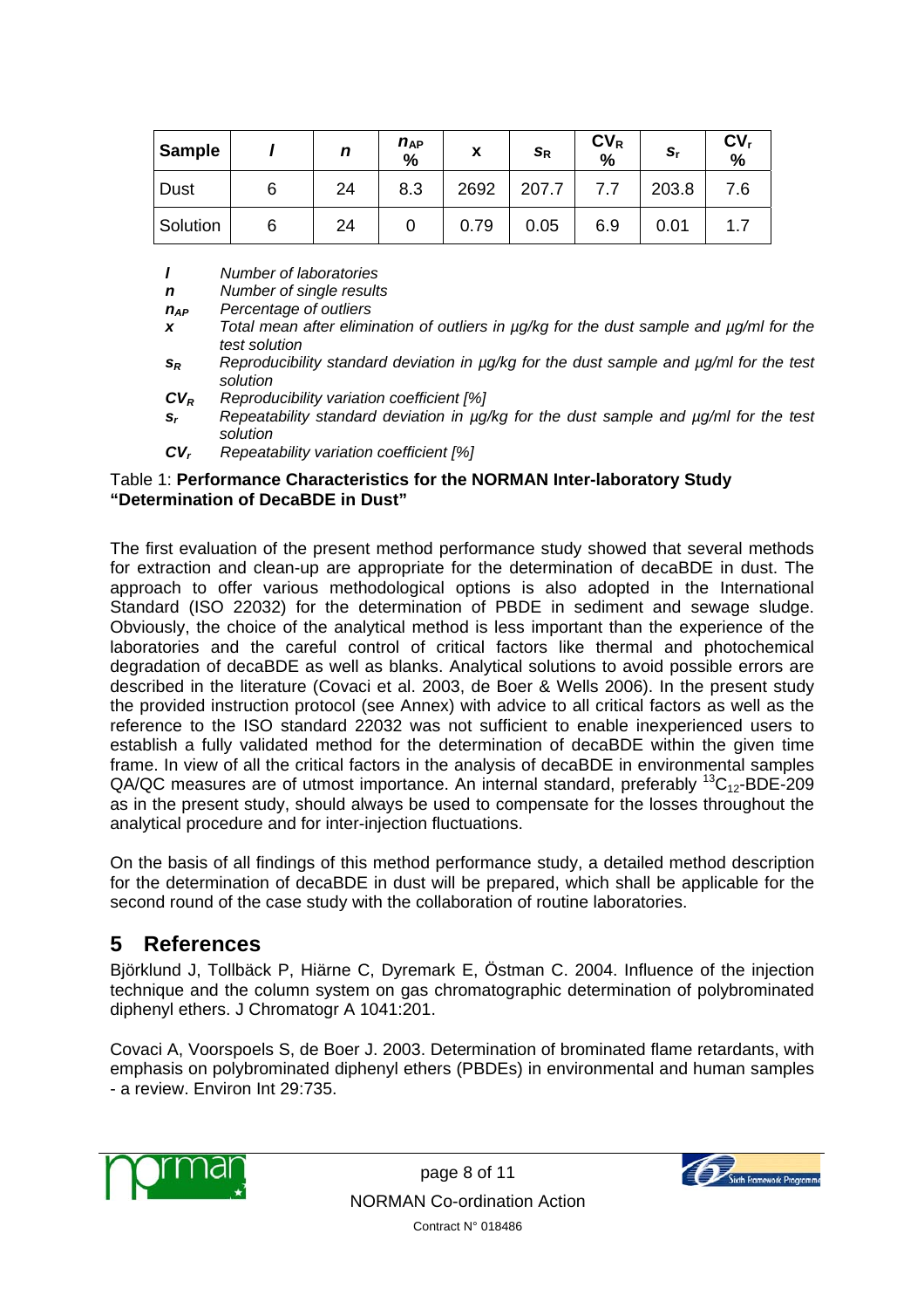| Sample | *l* | *n* | $n_{AP}$ % | x | $s_R$ | $CV_R$ % | $s_r$ | $CV_r$ % |
|---|---|---|---|---|---|---|---|---|
| Dust | 6 | 24 | 8.3 | 2692 | 207.7 | 7.7 | 203.8 | 7.6 |
| Solution | 6 | 24 | 0 | 0.79 | 0.05 | 6.9 | 0.01 | 1.7 |

***l*** *Number of laboratories*

***n*** *Number of single results*

$n_{AP}$ *Percentage of outliers*

***x*** *Total mean after elimination of outliers in µg/kg for the dust sample and µg/ml for the test solution*

$s_R$ *Reproducibility standard deviation in µg/kg for the dust sample and µg/ml for the test solution*

$CV_R$ *Reproducibility variation coefficient [%]*

$s_r$ *Repeatability standard deviation in µg/kg for the dust sample and µg/ml for the test solution*

$CV_r$ *Repeatability variation coefficient [%]*

Table 1: **Performance Characteristics for the NORMAN Inter-laboratory Study "Determination of DecaBDE in Dust"**

The first evaluation of the present method performance study showed that several methods for extraction and clean-up are appropriate for the determination of decaBDE in dust. The approach to offer various methodological options is also adopted in the International Standard (ISO 22032) for the determination of PBDE in sediment and sewage sludge. Obviously, the choice of the analytical method is less important than the experience of the laboratories and the careful control of critical factors like thermal and photochemical degradation of decaBDE as well as blanks. Analytical solutions to avoid possible errors are described in the literature (Covaci et al. 2003, de Boer & Wells 2006). In the present study the provided instruction protocol (see Annex) with advice to all critical factors as well as the reference to the ISO standard 22032 was not sufficient to enable inexperienced users to establish a fully validated method for the determination of decaBDE within the given time frame. In view of all the critical factors in the analysis of decaBDE in environmental samples QA/QC measures are of utmost importance. An internal standard, preferably $^{13}C_{12}$-BDE-209 as in the present study, should always be used to compensate for the losses throughout the analytical procedure and for inter-injection fluctuations.

On the basis of all findings of this method performance study, a detailed method description for the determination of decaBDE in dust will be prepared, which shall be applicable for the second round of the case study with the collaboration of routine laboratories.

# 5 References

Björklund J, Tollbäck P, Hiärne C, Dyremark E, Östman C. 2004. Influence of the injection technique and the column system on gas chromatographic determination of polybrominated diphenyl ethers. J Chromatogr A 1041:201.

Covaci A, Voorspoels S, de Boer J. 2003. Determination of brominated flame retardants, with emphasis on polybrominated diphenyl ethers (PBDEs) in environmental and human samples - a review. Environ Int 29:735.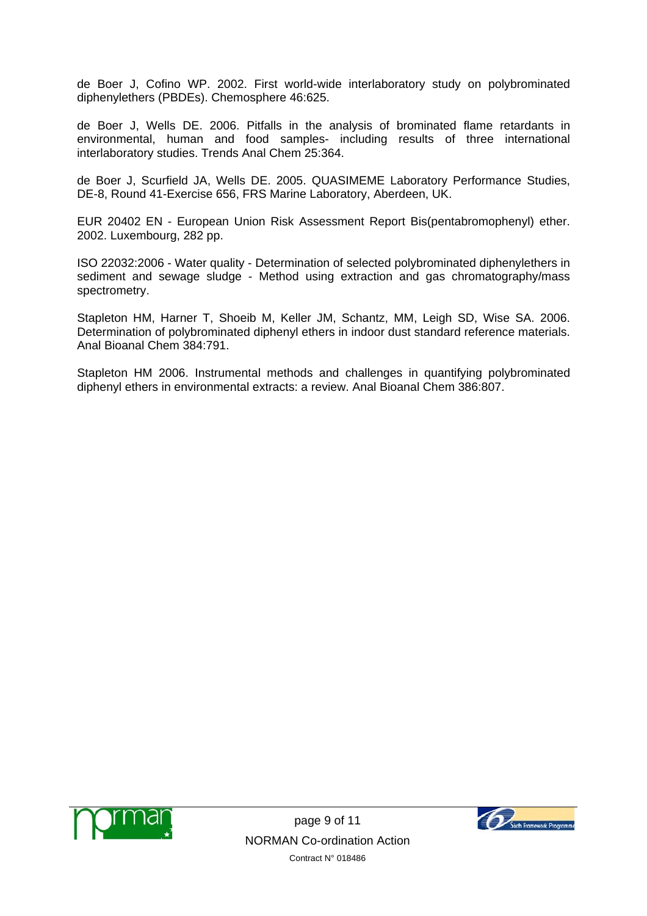de Boer J, Cofino WP. 2002. First world-wide interlaboratory study on polybrominated diphenylethers (PBDEs). Chemosphere 46:625.

de Boer J, Wells DE. 2006. Pitfalls in the analysis of brominated flame retardants in environmental, human and food samples- including results of three international interlaboratory studies. Trends Anal Chem 25:364.

de Boer J, Scurfield JA, Wells DE. 2005. QUASIMEME Laboratory Performance Studies, DE-8, Round 41-Exercise 656, FRS Marine Laboratory, Aberdeen, UK.

EUR 20402 EN - European Union Risk Assessment Report Bis(pentabromophenyl) ether. 2002. Luxembourg, 282 pp.

ISO 22032:2006 - Water quality - Determination of selected polybrominated diphenylethers in sediment and sewage sludge - Method using extraction and gas chromatography/mass spectrometry.

Stapleton HM, Harner T, Shoeib M, Keller JM, Schantz, MM, Leigh SD, Wise SA. 2006. Determination of polybrominated diphenyl ethers in indoor dust standard reference materials. Anal Bioanal Chem 384:791.

Stapleton HM 2006. Instrumental methods and challenges in quantifying polybrominated diphenyl ethers in environmental extracts: a review. Anal Bioanal Chem 386:807.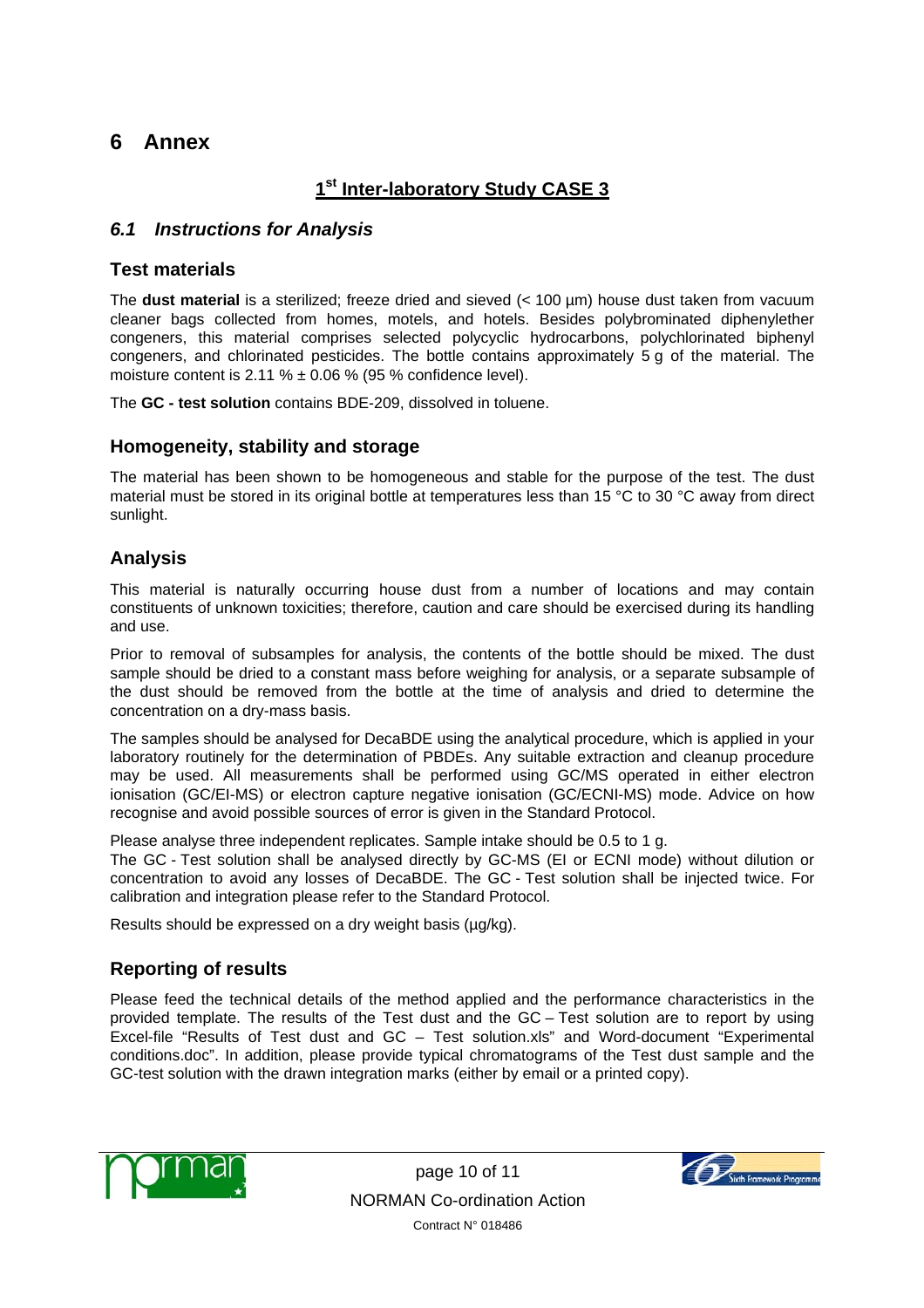# 6 Annex

## 1st Inter-laboratory Study CASE 3

### *6.1 Instructions for Analysis*

#### Test materials

The **dust material** is a sterilized; freeze dried and sieved (< 100 µm) house dust taken from vacuum cleaner bags collected from homes, motels, and hotels. Besides polybrominated diphenylether congeners, this material comprises selected polycyclic hydrocarbons, polychlorinated biphenyl congeners, and chlorinated pesticides. The bottle contains approximately 5 g of the material. The moisture content is 2.11 % ± 0.06 % (95 % confidence level).

The **GC - test solution** contains BDE-209, dissolved in toluene.

#### Homogeneity, stability and storage

The material has been shown to be homogeneous and stable for the purpose of the test. The dust material must be stored in its original bottle at temperatures less than 15 °C to 30 °C away from direct sunlight.

#### Analysis

This material is naturally occurring house dust from a number of locations and may contain constituents of unknown toxicities; therefore, caution and care should be exercised during its handling and use.

Prior to removal of subsamples for analysis, the contents of the bottle should be mixed. The dust sample should be dried to a constant mass before weighing for analysis, or a separate subsample of the dust should be removed from the bottle at the time of analysis and dried to determine the concentration on a dry-mass basis.

The samples should be analysed for DecaBDE using the analytical procedure, which is applied in your laboratory routinely for the determination of PBDEs. Any suitable extraction and cleanup procedure may be used. All measurements shall be performed using GC/MS operated in either electron ionisation (GC/EI-MS) or electron capture negative ionisation (GC/ECNI-MS) mode. Advice on how recognise and avoid possible sources of error is given in the Standard Protocol.

Please analyse three independent replicates. Sample intake should be 0.5 to 1 g.
The GC - Test solution shall be analysed directly by GC-MS (EI or ECNI mode) without dilution or concentration to avoid any losses of DecaBDE. The GC - Test solution shall be injected twice. For calibration and integration please refer to the Standard Protocol.

Results should be expressed on a dry weight basis (µg/kg).

#### Reporting of results

Please feed the technical details of the method applied and the performance characteristics in the provided template. The results of the Test dust and the GC – Test solution are to report by using Excel-file "Results of Test dust and GC – Test solution.xls" and Word-document "Experimental conditions.doc". In addition, please provide typical chromatograms of the Test dust sample and the GC-test solution with the drawn integration marks (either by email or a printed copy).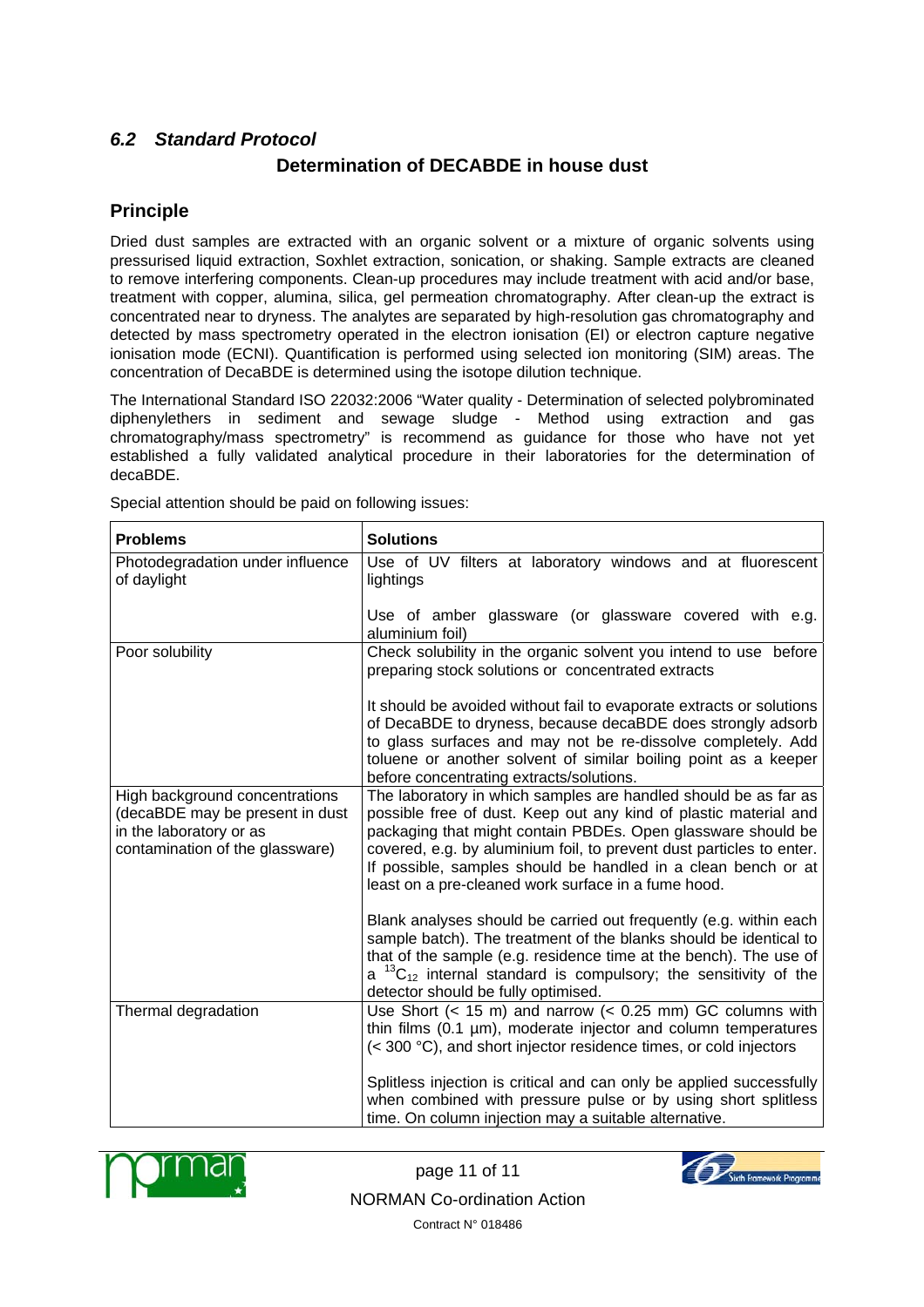## *6.2 Standard Protocol*

### Determination of DECABDE in house dust

## Principle

Dried dust samples are extracted with an organic solvent or a mixture of organic solvents using pressurised liquid extraction, Soxhlet extraction, sonication, or shaking. Sample extracts are cleaned to remove interfering components. Clean-up procedures may include treatment with acid and/or base, treatment with copper, alumina, silica, gel permeation chromatography. After clean-up the extract is concentrated near to dryness. The analytes are separated by high-resolution gas chromatography and detected by mass spectrometry operated in the electron ionisation (EI) or electron capture negative ionisation mode (ECNI). Quantification is performed using selected ion monitoring (SIM) areas. The concentration of DecaBDE is determined using the isotope dilution technique.

The International Standard ISO 22032:2006 "Water quality - Determination of selected polybrominated diphenylethers in sediment and sewage sludge - Method using extraction and gas chromatography/mass spectrometry" is recommend as guidance for those who have not yet established a fully validated analytical procedure in their laboratories for the determination of decaBDE.

Special attention should be paid on following issues:

| Problems | Solutions |
|---|---|
| Photodegradation under influence of daylight | Use of UV filters at laboratory windows and at fluorescent lightings<br><br>Use of amber glassware (or glassware covered with e.g. aluminium foil) |
| Poor solubility | Check solubility in the organic solvent you intend to use before preparing stock solutions or concentrated extracts<br><br>It should be avoided without fail to evaporate extracts or solutions of DecaBDE to dryness, because decaBDE does strongly adsorb to glass surfaces and may not be re-dissolve completely. Add toluene or another solvent of similar boiling point as a keeper before concentrating extracts/solutions. |
| High background concentrations (decaBDE may be present in dust in the laboratory or as contamination of the glassware) | The laboratory in which samples are handled should be as far as possible free of dust. Keep out any kind of plastic material and packaging that might contain PBDEs. Open glassware should be covered, e.g. by aluminium foil, to prevent dust particles to enter. If possible, samples should be handled in a clean bench or at least on a pre-cleaned work surface in a fume hood.<br><br>Blank analyses should be carried out frequently (e.g. within each sample batch). The treatment of the blanks should be identical to that of the sample (e.g. residence time at the bench). The use of a $^{13}C_{12}$ internal standard is compulsory; the sensitivity of the detector should be fully optimised. |
| Thermal degradation | Use Short (< 15 m) and narrow (< 0.25 mm) GC columns with thin films (0.1 µm), moderate injector and column temperatures (< 300 °C), and short injector residence times, or cold injectors<br><br>Splitless injection is critical and can only be applied successfully when combined with pressure pulse or by using short splitless time. On column injection may a suitable alternative. |